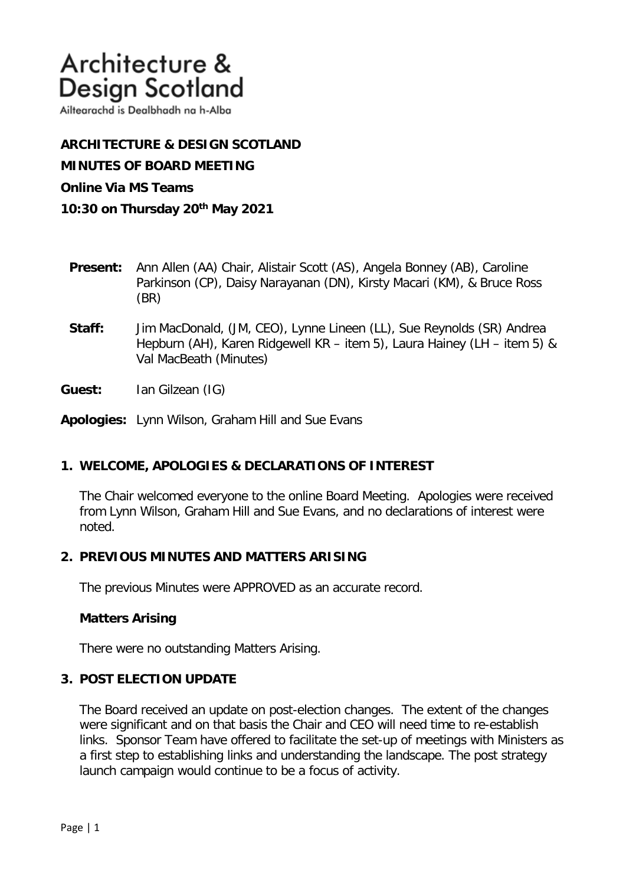Architecture & Design Scotland

Ailtearachd is Dealbhadh na h-Alba

**ARCHITECTURE & DESIGN SCOTLAND**

**MINUTES OF BOARD MEETING**

**Online Via MS Teams**

**10:30 on Thursday 20th May 2021**

**Present:** Ann Allen (AA) Chair, Alistair Scott (AS), Angela Bonney (AB), Caroline Parkinson (CP), Daisy Narayanan (DN), Kirsty Macari (KM), & Bruce Ross (BR)

**Staff:** Jim MacDonald, (JM, CEO), Lynne Lineen (LL), Sue Reynolds (SR) Andrea Hepburn (AH), Karen Ridgewell KR – item 5), Laura Hainey (LH – item 5) & Val MacBeath (Minutes)

**Guest:** Ian Gilzean (IG)

**Apologies:** Lynn Wilson, Graham Hill and Sue Evans

## 1. WELCOME, APOLOGIES & DECLARATIONS OF INTEREST

The Chair welcomed everyone to the online Board Meeting. Apologies were received from Lynn Wilson, Graham Hill and Sue Evans, and no declarations of interest were noted.

## 2. PREVIOUS MINUTES AND MATTERS ARISING

The previous Minutes were APPROVED as an accurate record.

### Matters Arising

There were no outstanding Matters Arising.

## 3. POST ELECTION UPDATE

The Board received an update on post-election changes. The extent of the changes were significant and on that basis the Chair and CEO will need time to re-establish links. Sponsor Team have offered to facilitate the set-up of meetings with Ministers as a first step to establishing links and understanding the landscape. The post strategy launch campaign would continue to be a focus of activity.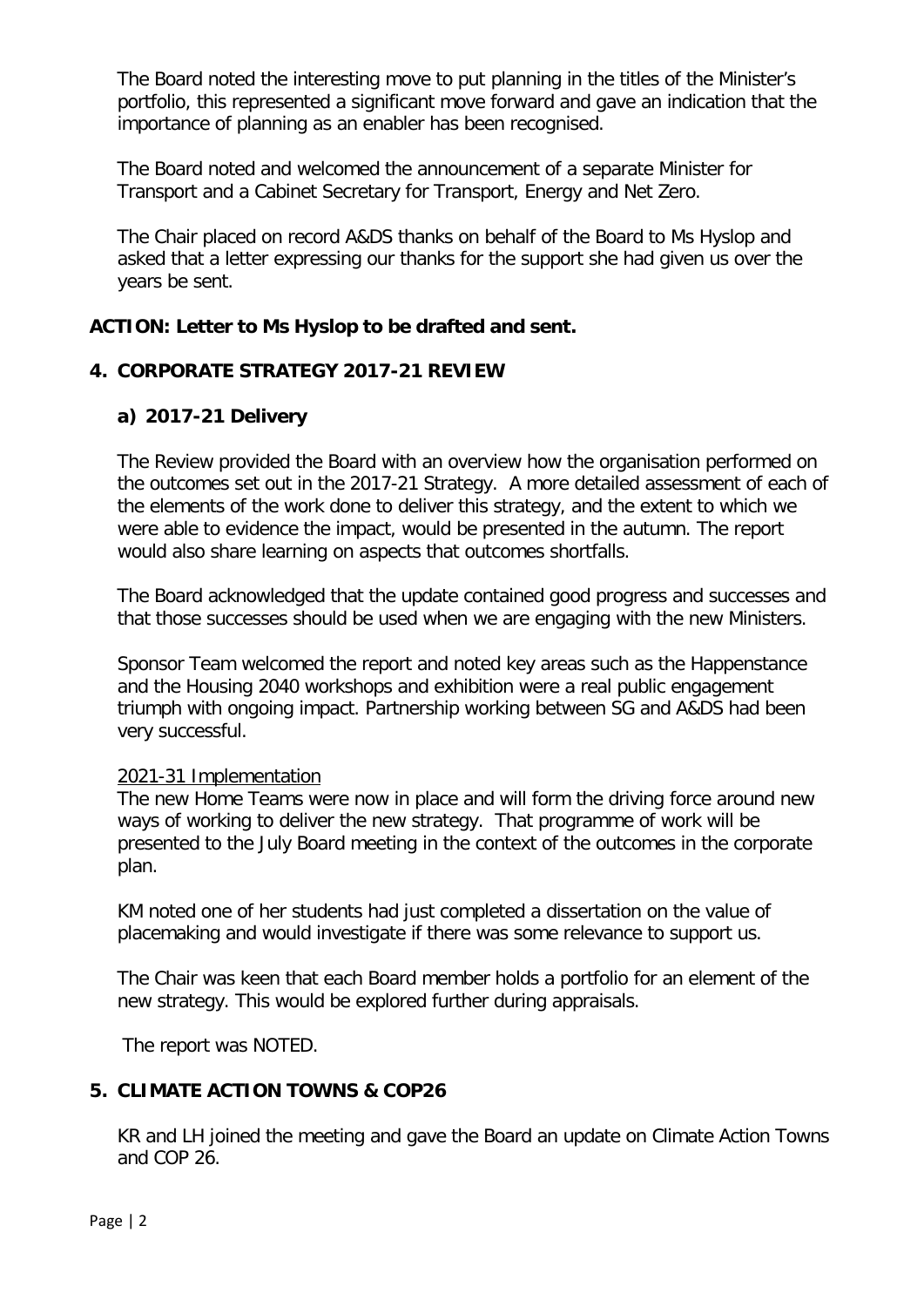The Board noted the interesting move to put planning in the titles of the Minister's portfolio, this represented a significant move forward and gave an indication that the importance of planning as an enabler has been recognised.

The Board noted and welcomed the announcement of a separate Minister for Transport and a Cabinet Secretary for Transport, Energy and Net Zero.

The Chair placed on record A&DS thanks on behalf of the Board to Ms Hyslop and asked that a letter expressing our thanks for the support she had given us over the years be sent.

**ACTION: Letter to Ms Hyslop to be drafted and sent.**

## 4. CORPORATE STRATEGY 2017-21 REVIEW

### a) 2017-21 Delivery

The Review provided the Board with an overview how the organisation performed on the outcomes set out in the 2017-21 Strategy. A more detailed assessment of each of the elements of the work done to deliver this strategy, and the extent to which we were able to evidence the impact, would be presented in the autumn. The report would also share learning on aspects that outcomes shortfalls.

The Board acknowledged that the update contained good progress and successes and that those successes should be used when we are engaging with the new Ministers.

Sponsor Team welcomed the report and noted key areas such as the Happenstance and the Housing 2040 workshops and exhibition were a real public engagement triumph with ongoing impact. Partnership working between SG and A&DS had been very successful.

2021-31 Implementation

The new Home Teams were now in place and will form the driving force around new ways of working to deliver the new strategy. That programme of work will be presented to the July Board meeting in the context of the outcomes in the corporate plan.

KM noted one of her students had just completed a dissertation on the value of placemaking and would investigate if there was some relevance to support us.

The Chair was keen that each Board member holds a portfolio for an element of the new strategy. This would be explored further during appraisals.

The report was NOTED.

## 5. CLIMATE ACTION TOWNS & COP26

KR and LH joined the meeting and gave the Board an update on Climate Action Towns and COP 26.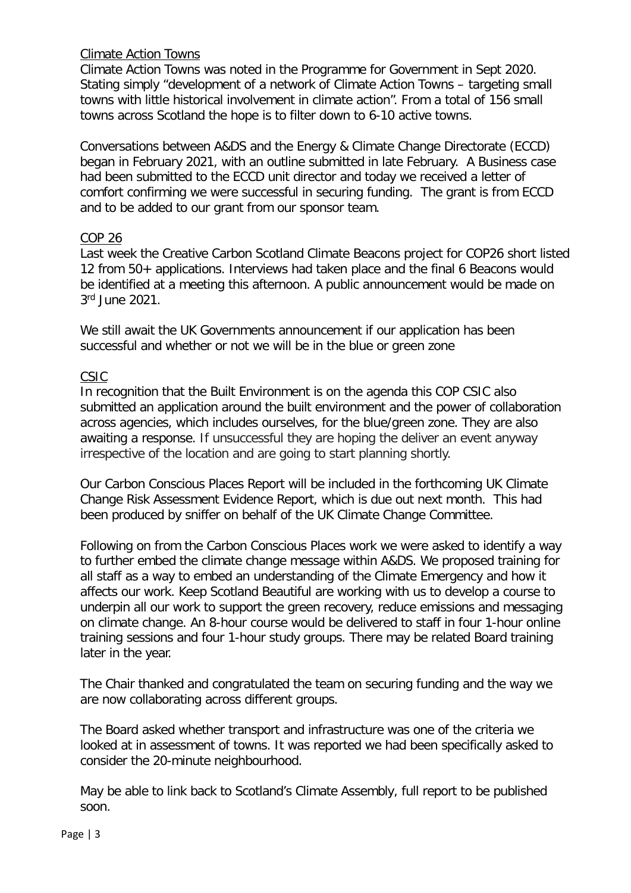Climate Action Towns

Climate Action Towns was noted in the Programme for Government in Sept 2020. Stating simply "development of a network of Climate Action Towns – targeting small towns with little historical involvement in climate action". From a total of 156 small towns across Scotland the hope is to filter down to 6-10 active towns.

Conversations between A&DS and the Energy & Climate Change Directorate (ECCD) began in February 2021, with an outline submitted in late February. A Business case had been submitted to the ECCD unit director and today we received a letter of comfort confirming we were successful in securing funding. The grant is from ECCD and to be added to our grant from our sponsor team.

COP 26

Last week the Creative Carbon Scotland Climate Beacons project for COP26 short listed 12 from 50+ applications. Interviews had taken place and the final 6 Beacons would be identified at a meeting this afternoon. A public announcement would be made on 3rd June 2021.

We still await the UK Governments announcement if our application has been successful and whether or not we will be in the blue or green zone

CSIC

In recognition that the Built Environment is on the agenda this COP CSIC also submitted an application around the built environment and the power of collaboration across agencies, which includes ourselves, for the blue/green zone. They are also awaiting a response. If unsuccessful they are hoping the deliver an event anyway irrespective of the location and are going to start planning shortly.

Our Carbon Conscious Places Report will be included in the forthcoming UK Climate Change Risk Assessment Evidence Report, which is due out next month. This had been produced by sniffer on behalf of the UK Climate Change Committee.

Following on from the Carbon Conscious Places work we were asked to identify a way to further embed the climate change message within A&DS. We proposed training for all staff as a way to embed an understanding of the Climate Emergency and how it affects our work. Keep Scotland Beautiful are working with us to develop a course to underpin all our work to support the green recovery, reduce emissions and messaging on climate change. An 8-hour course would be delivered to staff in four 1-hour online training sessions and four 1-hour study groups. There may be related Board training later in the year.

The Chair thanked and congratulated the team on securing funding and the way we are now collaborating across different groups.

The Board asked whether transport and infrastructure was one of the criteria we looked at in assessment of towns. It was reported we had been specifically asked to consider the 20-minute neighbourhood.

May be able to link back to Scotland's Climate Assembly, full report to be published soon.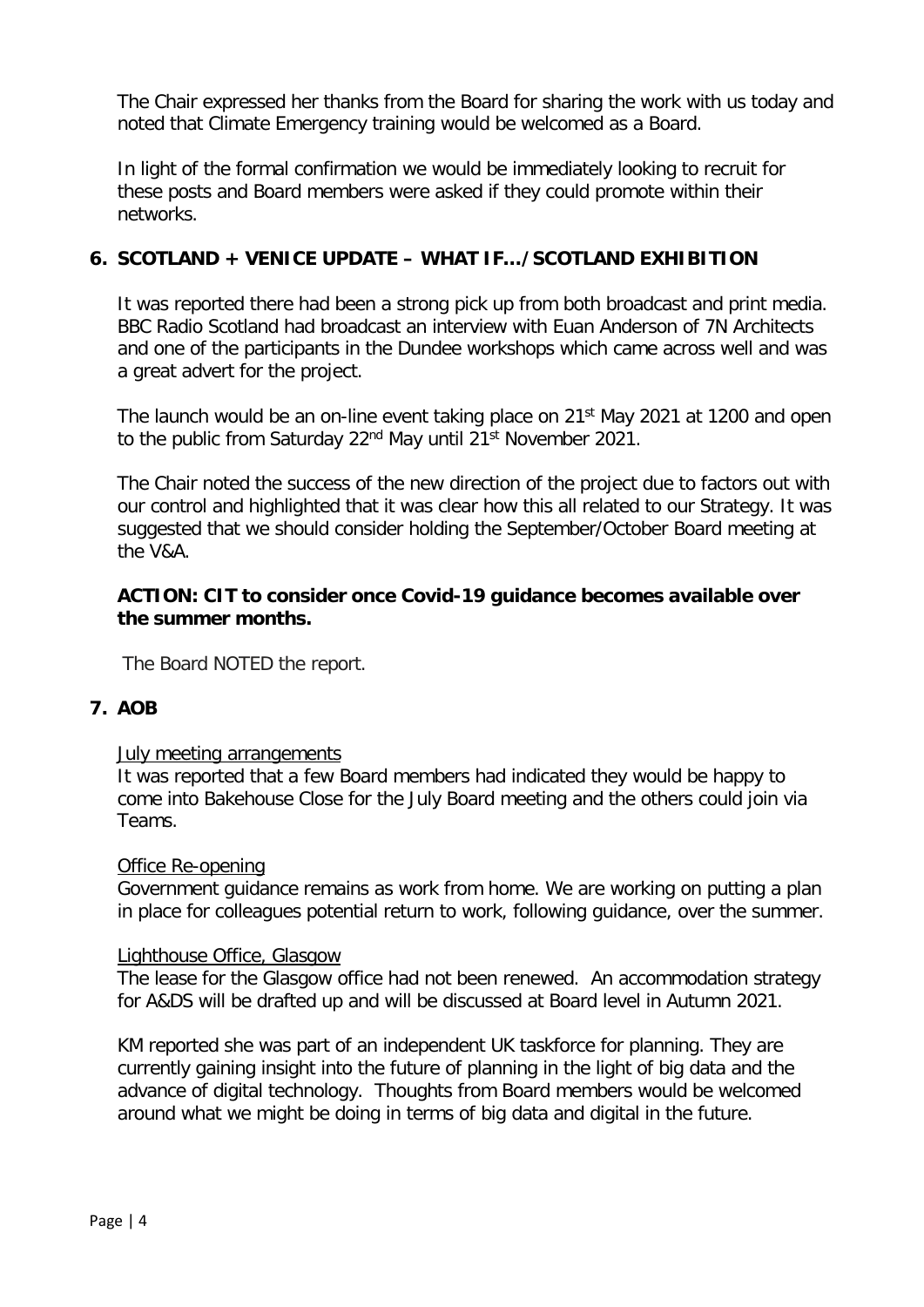The Chair expressed her thanks from the Board for sharing the work with us today and noted that Climate Emergency training would be welcomed as a Board.

In light of the formal confirmation we would be immediately looking to recruit for these posts and Board members were asked if they could promote within their networks.

## 6. SCOTLAND + VENICE UPDATE – WHAT IF…/SCOTLAND EXHIBITION

It was reported there had been a strong pick up from both broadcast and print media. BBC Radio Scotland had broadcast an interview with Euan Anderson of 7N Architects and one of the participants in the Dundee workshops which came across well and was a great advert for the project.

The launch would be an on-line event taking place on 21st May 2021 at 1200 and open to the public from Saturday 22nd May until 21st November 2021.

The Chair noted the success of the new direction of the project due to factors out with our control and highlighted that it was clear how this all related to our Strategy. It was suggested that we should consider holding the September/October Board meeting at the V&A.

**ACTION: CIT to consider once Covid-19 guidance becomes available over the summer months.**

The Board NOTED the report.

## 7. AOB

<u>July meeting arrangements</u>
It was reported that a few Board members had indicated they would be happy to come into Bakehouse Close for the July Board meeting and the others could join via Teams.

<u>Office Re-opening</u>
Government guidance remains as work from home. We are working on putting a plan in place for colleagues potential return to work, following guidance, over the summer.

<u>Lighthouse Office, Glasgow</u>
The lease for the Glasgow office had not been renewed. An accommodation strategy for A&DS will be drafted up and will be discussed at Board level in Autumn 2021.

KM reported she was part of an independent UK taskforce for planning. They are currently gaining insight into the future of planning in the light of big data and the advance of digital technology. Thoughts from Board members would be welcomed around what we might be doing in terms of big data and digital in the future.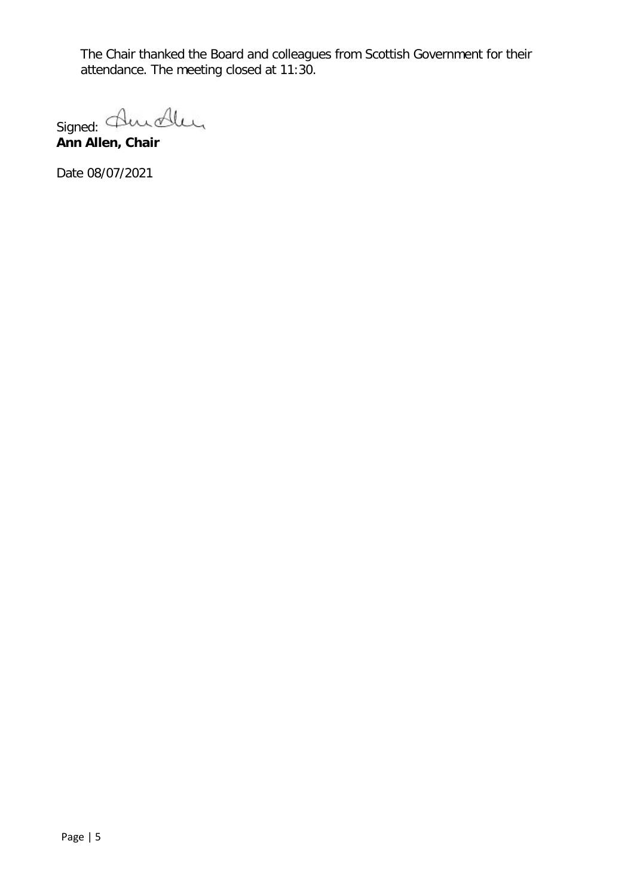The Chair thanked the Board and colleagues from Scottish Government for their attendance. The meeting closed at 11:30.

Signed:

**Ann Allen, Chair**

Date 08/07/2021